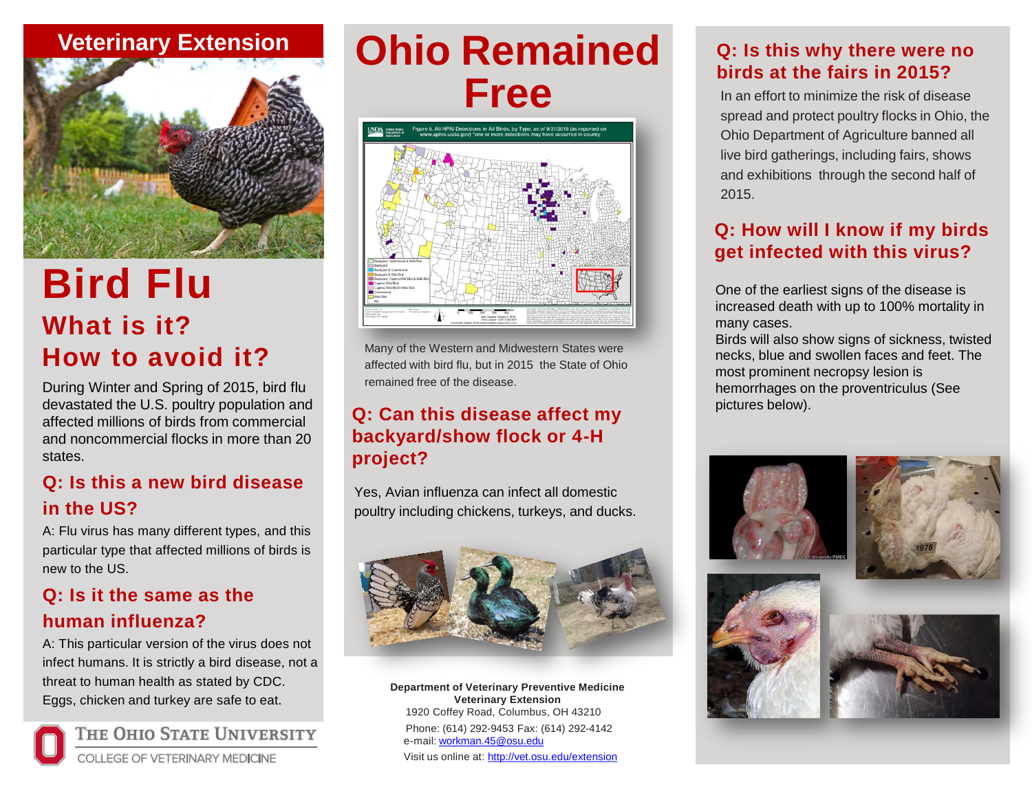## Veterinary Extension

# Bird Flu

## What is it?
## How to avoid it?

During Winter and Spring of 2015, bird flu devastated the U.S. poultry population and affected millions of birds from commercial and noncommercial flocks in more than 20 states.

### Q: Is this a new bird disease in the US?

A: Flu virus has many different types, and this particular type that affected millions of birds is new to the US.

### Q: Is it the same as the human influenza?

A: This particular version of the virus does not infect humans. It is strictly a bird disease, not a threat to human health as stated by CDC. Eggs, chicken and turkey are safe to eat.

THE OHIO STATE UNIVERSITY
COLLEGE OF VETERINARY MEDICINE

# Ohio Remained Free

Many of the Western and Midwestern States were affected with bird flu, but in 2015 the State of Ohio remained free of the disease.

### Q: Can this disease affect my backyard/show flock or 4-H project?

Yes, Avian influenza can infect all domestic poultry including chickens, turkeys, and ducks.

**Department of Veterinary Preventive Medicine**
**Veterinary Extension**
1920 Coffey Road, Columbus, OH 43210
Phone: (614) 292-9453 Fax: (614) 292-4142
e-mail: workman.45@osu.edu
Visit us online at: http://vet.osu.edu/extension

### Q: Is this why there were no birds at the fairs in 2015?

In an effort to minimize the risk of disease spread and protect poultry flocks in Ohio, the Ohio Department of Agriculture banned all live bird gatherings, including fairs, shows and exhibitions through the second half of 2015.

### Q: How will I know if my birds get infected with this virus?

One of the earliest signs of the disease is increased death with up to 100% mortality in many cases.
Birds will also show signs of sickness, twisted necks, blue and swollen faces and feet. The most prominent necropsy lesion is hemorrhages on the proventriculus (See pictures below).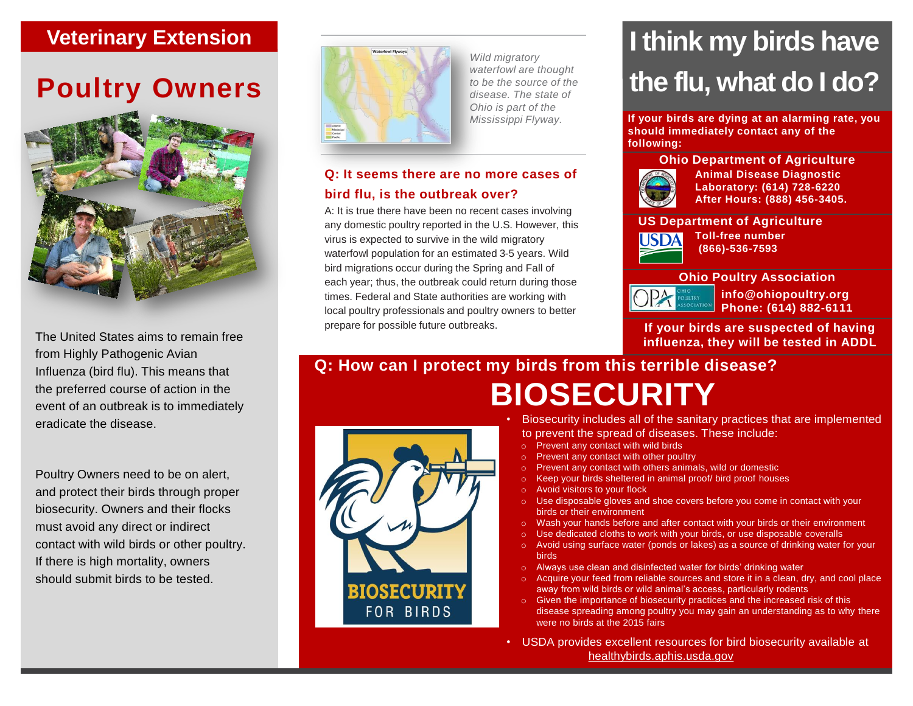## Veterinary Extension

# Poultry Owners

The United States aims to remain free from Highly Pathogenic Avian Influenza (bird flu). This means that the preferred course of action in the event of an outbreak is to immediately eradicate the disease.

Poultry Owners need to be on alert, and protect their birds through proper biosecurity. Owners and their flocks must avoid any direct or indirect contact with wild birds or other poultry. If there is high mortality, owners should submit birds to be tested.

*Wild migratory waterfowl are thought to be the source of the disease. The state of Ohio is part of the Mississippi Flyway.*

### Q: It seems there are no more cases of bird flu, is the outbreak over?

A: It is true there have been no recent cases involving any domestic poultry reported in the U.S. However, this virus is expected to survive in the wild migratory waterfowl population for an estimated 3-5 years. Wild bird migrations occur during the Spring and Fall of each year; thus, the outbreak could return during those times. Federal and State authorities are working with local poultry professionals and poultry owners to better prepare for possible future outbreaks.

# I think my birds have the flu, what do I do?

**If your birds are dying at an alarming rate, you should immediately contact any of the following:**

**Ohio Department of Agriculture**
**Animal Disease Diagnostic Laboratory: (614) 728-6220**
**After Hours: (888) 456-3405.**

**US Department of Agriculture**
**Toll-free number (866)-536-7593**

**Ohio Poultry Association**
**info@ohiopoultry.org**
**Phone: (614) 882-6111**

**If your birds are suspected of having influenza, they will be tested in ADDL**

### Q: How can I protect my birds from this terrible disease?

# BIOSECURITY

BIOSECURITY FOR BIRDS

- Biosecurity includes all of the sanitary practices that are implemented to prevent the spread of diseases. These include:
  - Prevent any contact with wild birds
  - Prevent any contact with other poultry
  - Prevent any contact with others animals, wild or domestic
  - Keep your birds sheltered in animal proof/ bird proof houses
  - Avoid visitors to your flock
  - Use disposable gloves and shoe covers before you come in contact with your birds or their environment
  - Wash your hands before and after contact with your birds or their environment
  - Use dedicated cloths to work with your birds, or use disposable coveralls
  - Avoid using surface water (ponds or lakes) as a source of drinking water for your birds
  - Always use clean and disinfected water for birds' drinking water
  - Acquire your feed from reliable sources and store it in a clean, dry, and cool place away from wild birds or wild animal's access, particularly rodents
  - Given the importance of biosecurity practices and the increased risk of this disease spreading among poultry you may gain an understanding as to why there were no birds at the 2015 fairs
- USDA provides excellent resources for bird biosecurity available at healthybirds.aphis.usda.gov